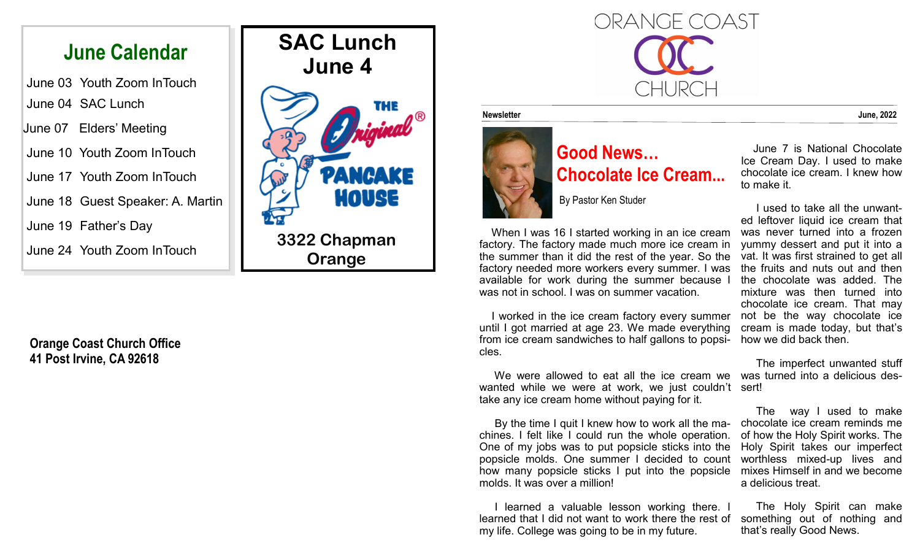ORANGE COAST CHURCH

Newsletter — June, 2022

## Good News… Chocolate Ice Cream...

By Pastor Ken Studer

When I was 16 I started working in an ice cream factory. The factory made much more ice cream in the summer than it did the rest of the year. So the factory needed more workers every summer. I was available for work during the summer because I was not in school. I was on summer vacation.

I worked in the ice cream factory every summer until I got married at age 23. We made everything from ice cream sandwiches to half gallons to popsicles.

We were allowed to eat all the ice cream we wanted while we were at work, we just couldn't take any ice cream home without paying for it.

By the time I quit I knew how to work all the machines. I felt like I could run the whole operation. One of my jobs was to put popsicle sticks into the popsicle molds. One summer I decided to count how many popsicle sticks I put into the popsicle molds. It was over a million!

I learned a valuable lesson working there. I learned that I did not want to work there the rest of my life. College was going to be in my future.

June 7 is National Chocolate Ice Cream Day. I used to make chocolate ice cream. I knew how to make it.

I used to take all the unwanted leftover liquid ice cream that was never turned into a frozen yummy dessert and put it into a vat. It was first strained to get all the fruits and nuts out and then the chocolate was added. The mixture was then turned into chocolate ice cream. That may not be the way chocolate ice cream is made today, but that's how we did back then.

The imperfect unwanted stuff was turned into a delicious dessert!

The way I used to make chocolate ice cream reminds me of how the Holy Spirit works. The Holy Spirit takes our imperfect worthless mixed-up lives and mixes Himself in and we become a delicious treat.

The Holy Spirit can make something out of nothing and that's really Good News.

## June Calendar

- June 03 Youth Zoom InTouch
- June 04 SAC Lunch
- June 07 Elders' Meeting
- June 10 Youth Zoom InTouch
- June 17 Youth Zoom InTouch
- June 18 Guest Speaker: A. Martin
- June 19 Father's Day
- June 24 Youth Zoom InTouch

## SAC Lunch June 4

THE Original® PANCAKE HOUSE

3322 Chapman
Orange

**Orange Coast Church Office**
**41 Post Irvine, CA 92618**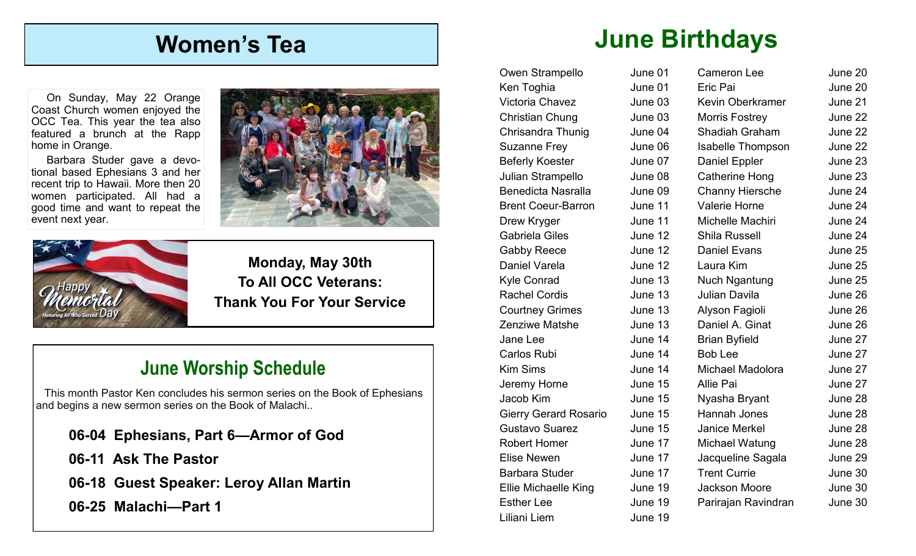# Women's Tea

On Sunday, May 22 Orange Coast Church women enjoyed the OCC Tea. This year the tea also featured a brunch at the Rapp home in Orange.

Barbara Studer gave a devotional based Ephesians 3 and her recent trip to Hawaii. More then 20 women participated. All had a good time and want to repeat the event next year.

**Monday, May 30th**
**To All OCC Veterans:**
**Thank You For Your Service**

## June Worship Schedule

This month Pastor Ken concludes his sermon series on the Book of Ephesians and begins a new sermon series on the Book of Malachi..

**06-04 Ephesians, Part 6—Armor of God**

**06-11 Ask The Pastor**

**06-18 Guest Speaker: Leroy Allan Martin**

**06-25 Malachi—Part 1**

# June Birthdays

| | |
|---|---|
| Owen Strampello | June 01 |
| Ken Toghia | June 01 |
| Victoria Chavez | June 03 |
| Christian Chung | June 03 |
| Chrisandra Thunig | June 04 |
| Suzanne Frey | June 06 |
| Beferly Koester | June 07 |
| Julian Strampello | June 08 |
| Benedicta Nasralla | June 09 |
| Brent Coeur-Barron | June 11 |
| Drew Kryger | June 11 |
| Gabriela Giles | June 12 |
| Gabby Reece | June 12 |
| Daniel Varela | June 12 |
| Kyle Conrad | June 13 |
| Rachel Cordis | June 13 |
| Courtney Grimes | June 13 |
| Zenziwe Matshe | June 13 |
| Jane Lee | June 14 |
| Carlos Rubi | June 14 |
| Kim Sims | June 14 |
| Jeremy Horne | June 15 |
| Jacob Kim | June 15 |
| Gierry Gerard Rosario | June 15 |
| Gustavo Suarez | June 15 |
| Robert Homer | June 17 |
| Elise Newen | June 17 |
| Barbara Studer | June 17 |
| Ellie Michaelle King | June 19 |
| Esther Lee | June 19 |
| Liliani Liem | June 19 |
| Cameron Lee | June 20 |
| Eric Pai | June 20 |
| Kevin Oberkramer | June 21 |
| Morris Fostrey | June 22 |
| Shadiah Graham | June 22 |
| Isabelle Thompson | June 22 |
| Daniel Eppler | June 23 |
| Catherine Hong | June 23 |
| Channy Hiersche | June 24 |
| Valerie Horne | June 24 |
| Michelle Machiri | June 24 |
| Shila Russell | June 24 |
| Daniel Evans | June 25 |
| Laura Kim | June 25 |
| Nuch Ngantung | June 25 |
| Julian Davila | June 26 |
| Alyson Fagioli | June 26 |
| Daniel A. Ginat | June 26 |
| Brian Byfield | June 27 |
| Bob Lee | June 27 |
| Michael Madolora | June 27 |
| Allie Pai | June 27 |
| Nyasha Bryant | June 28 |
| Hannah Jones | June 28 |
| Janice Merkel | June 28 |
| Michael Watung | June 28 |
| Jacqueline Sagala | June 29 |
| Trent Currie | June 30 |
| Jackson Moore | June 30 |
| Parirajan Ravindran | June 30 |